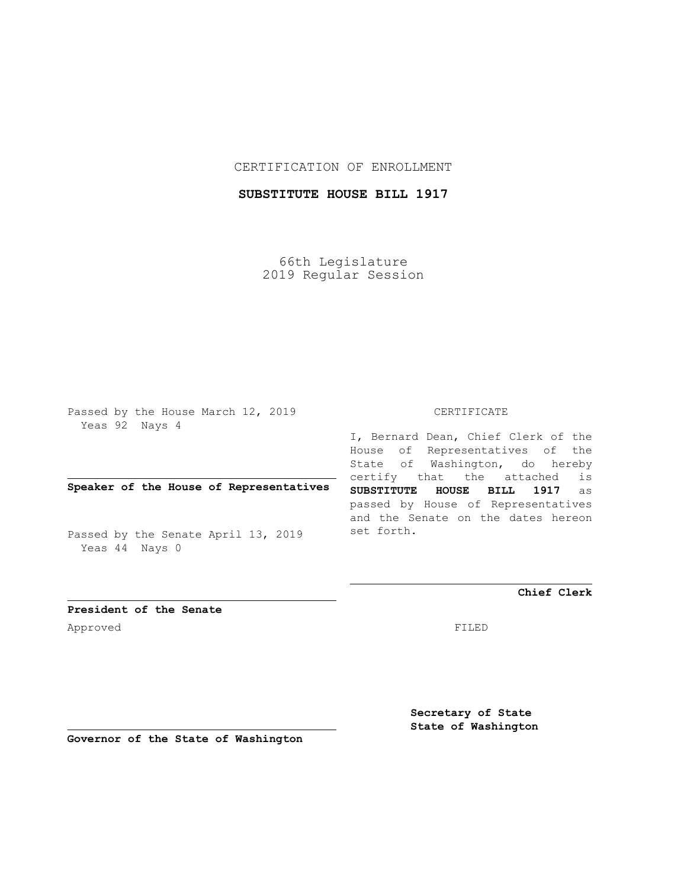CERTIFICATION OF ENROLLMENT

**SUBSTITUTE HOUSE BILL 1917**

66th Legislature
2019 Regular Session

Passed by the House March 12, 2019
Yeas 92 Nays 4

**Speaker of the House of Representatives**

Passed by the Senate April 13, 2019
Yeas 44 Nays 0

**President of the Senate**

Approved

**Governor of the State of Washington**

CERTIFICATE

I, Bernard Dean, Chief Clerk of the House of Representatives of the State of Washington, do hereby certify that the attached is **SUBSTITUTE HOUSE BILL 1917** as passed by House of Representatives and the Senate on the dates hereon set forth.

**Chief Clerk**

FILED

**Secretary of State**
**State of Washington**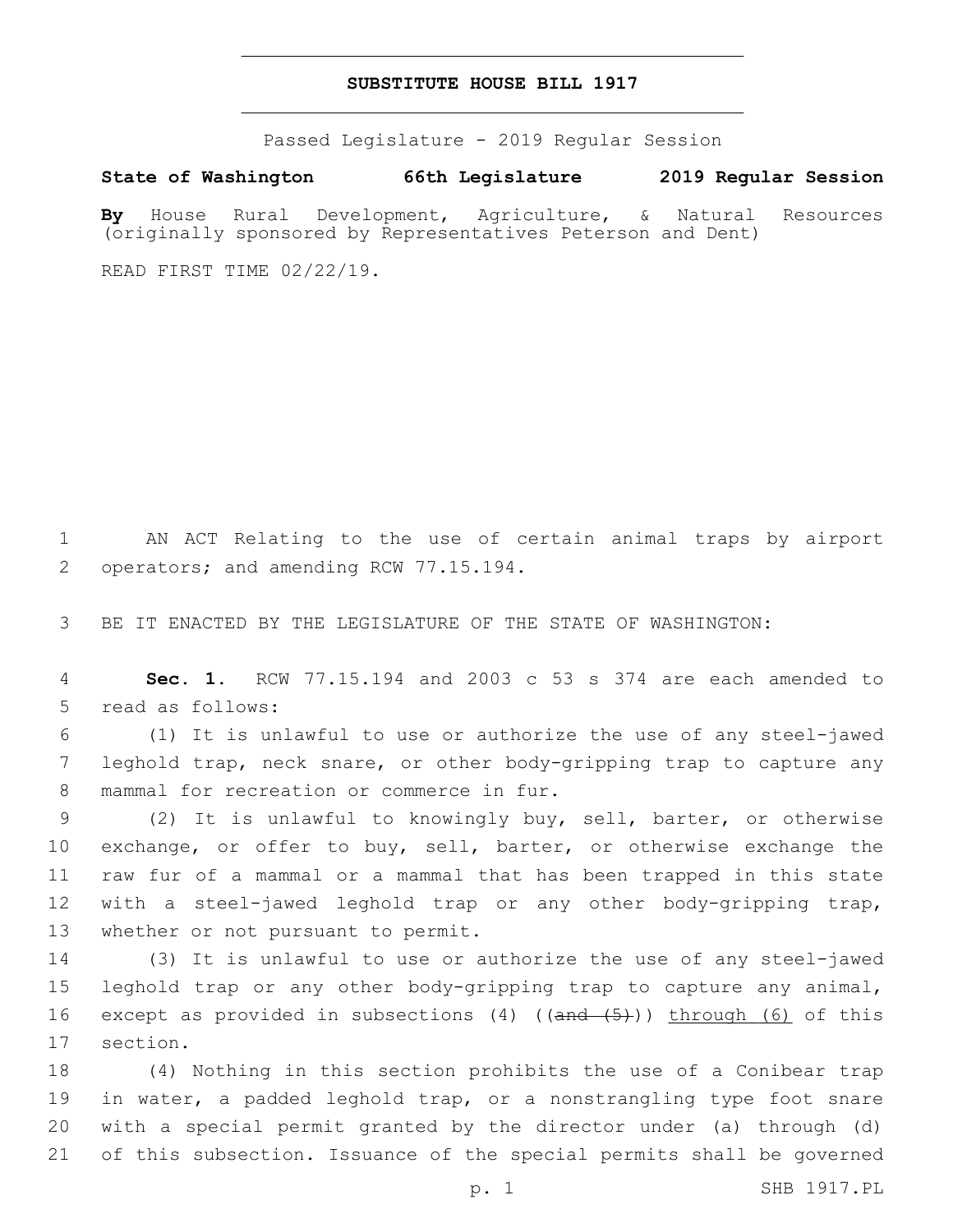# SUBSTITUTE HOUSE BILL 1917

Passed Legislature - 2019 Regular Session

**State of Washington 66th Legislature 2019 Regular Session**

**By** House Rural Development, Agriculture, & Natural Resources (originally sponsored by Representatives Peterson and Dent)

READ FIRST TIME 02/22/19.

1 AN ACT Relating to the use of certain animal traps by airport 2 operators; and amending RCW 77.15.194.

3 BE IT ENACTED BY THE LEGISLATURE OF THE STATE OF WASHINGTON:

4 **Sec. 1.** RCW 77.15.194 and 2003 c 53 s 374 are each amended to 5 read as follows:

6 (1) It is unlawful to use or authorize the use of any steel-jawed 7 leghold trap, neck snare, or other body-gripping trap to capture any 8 mammal for recreation or commerce in fur.

9 (2) It is unlawful to knowingly buy, sell, barter, or otherwise 10 exchange, or offer to buy, sell, barter, or otherwise exchange the 11 raw fur of a mammal or a mammal that has been trapped in this state 12 with a steel-jawed leghold trap or any other body-gripping trap, 13 whether or not pursuant to permit.

14 (3) It is unlawful to use or authorize the use of any steel-jawed 15 leghold trap or any other body-gripping trap to capture any animal, 16 except as provided in subsections (4) ((~~and (5)~~)) <u>through (6)</u> of this 17 section.

18 (4) Nothing in this section prohibits the use of a Conibear trap 19 in water, a padded leghold trap, or a nonstrangling type foot snare 20 with a special permit granted by the director under (a) through (d) 21 of this subsection. Issuance of the special permits shall be governed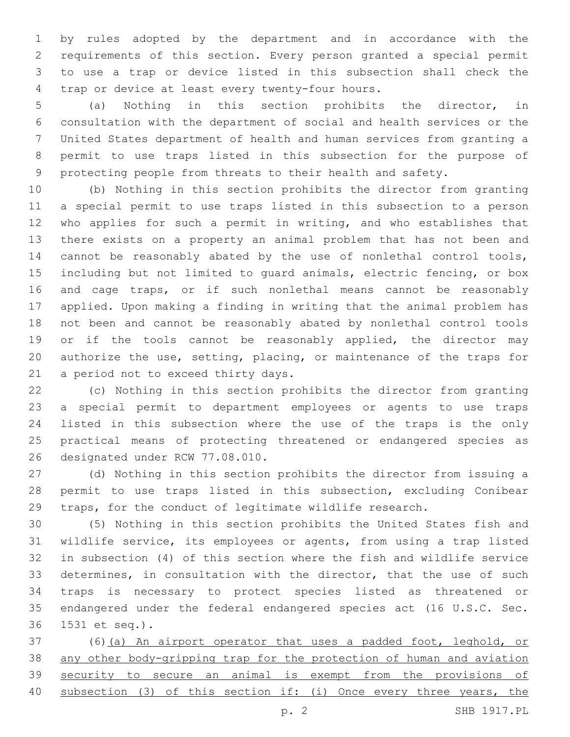by rules adopted by the department and in accordance with the requirements of this section. Every person granted a special permit to use a trap or device listed in this subsection shall check the trap or device at least every twenty-four hours.

(a) Nothing in this section prohibits the director, in consultation with the department of social and health services or the United States department of health and human services from granting a permit to use traps listed in this subsection for the purpose of protecting people from threats to their health and safety.

(b) Nothing in this section prohibits the director from granting a special permit to use traps listed in this subsection to a person who applies for such a permit in writing, and who establishes that there exists on a property an animal problem that has not been and cannot be reasonably abated by the use of nonlethal control tools, including but not limited to guard animals, electric fencing, or box and cage traps, or if such nonlethal means cannot be reasonably applied. Upon making a finding in writing that the animal problem has not been and cannot be reasonably abated by nonlethal control tools or if the tools cannot be reasonably applied, the director may authorize the use, setting, placing, or maintenance of the traps for a period not to exceed thirty days.

(c) Nothing in this section prohibits the director from granting a special permit to department employees or agents to use traps listed in this subsection where the use of the traps is the only practical means of protecting threatened or endangered species as designated under RCW 77.08.010.

(d) Nothing in this section prohibits the director from issuing a permit to use traps listed in this subsection, excluding Conibear traps, for the conduct of legitimate wildlife research.

(5) Nothing in this section prohibits the United States fish and wildlife service, its employees or agents, from using a trap listed in subsection (4) of this section where the fish and wildlife service determines, in consultation with the director, that the use of such traps is necessary to protect species listed as threatened or endangered under the federal endangered species act (16 U.S.C. Sec. 1531 et seq.).

(6)<u>(a) An airport operator that uses a padded foot, leghold, or any other body-gripping trap for the protection of human and aviation security to secure an animal is exempt from the provisions of subsection (3) of this section if: (i) Once every three years, the</u>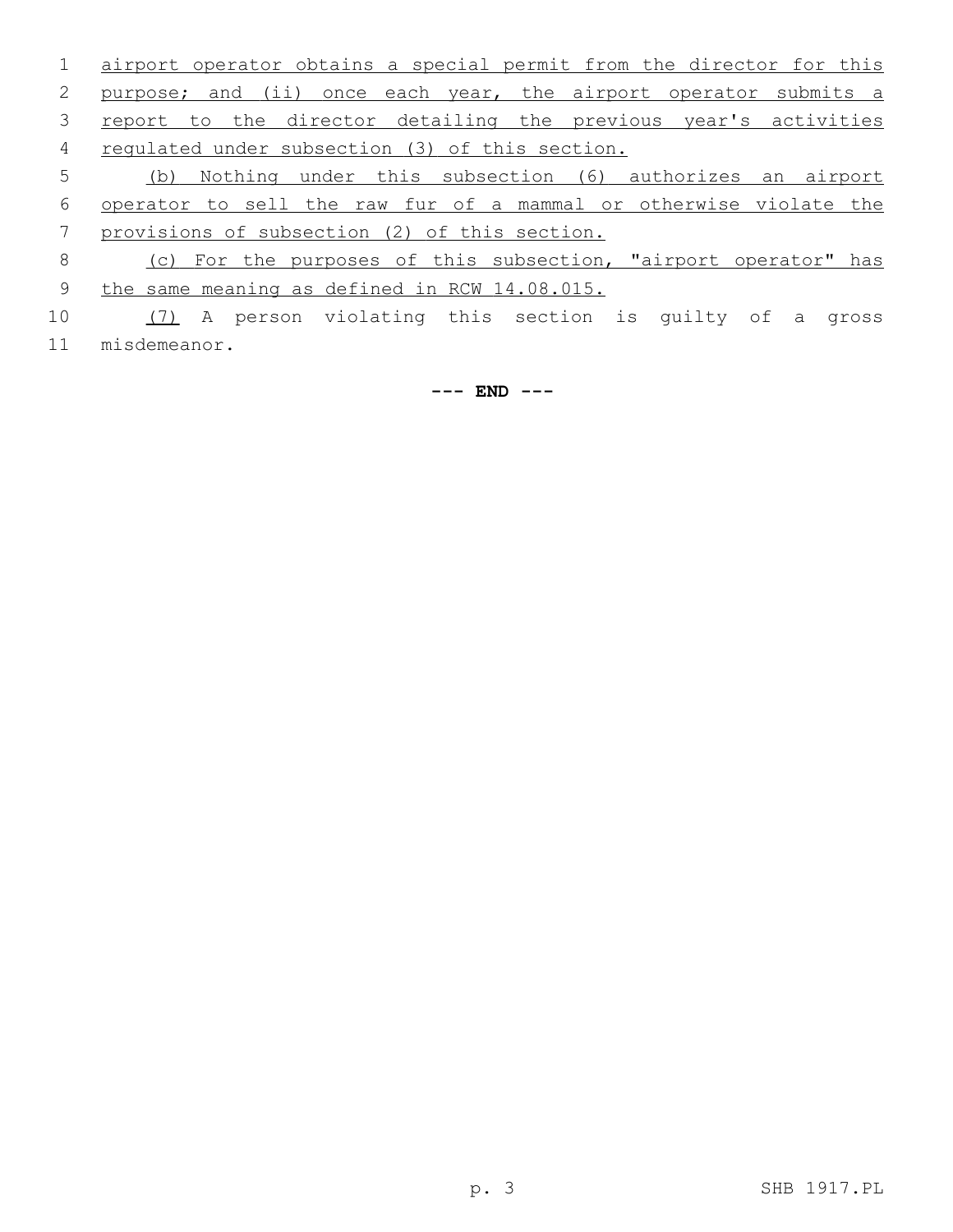airport operator obtains a special permit from the director for this purpose; and (ii) once each year, the airport operator submits a report to the director detailing the previous year's activities regulated under subsection (3) of this section.

(b) Nothing under this subsection (6) authorizes an airport operator to sell the raw fur of a mammal or otherwise violate the provisions of subsection (2) of this section.

(c) For the purposes of this subsection, "airport operator" has the same meaning as defined in RCW 14.08.015.

(7) A person violating this section is guilty of a gross misdemeanor.

**--- END ---**